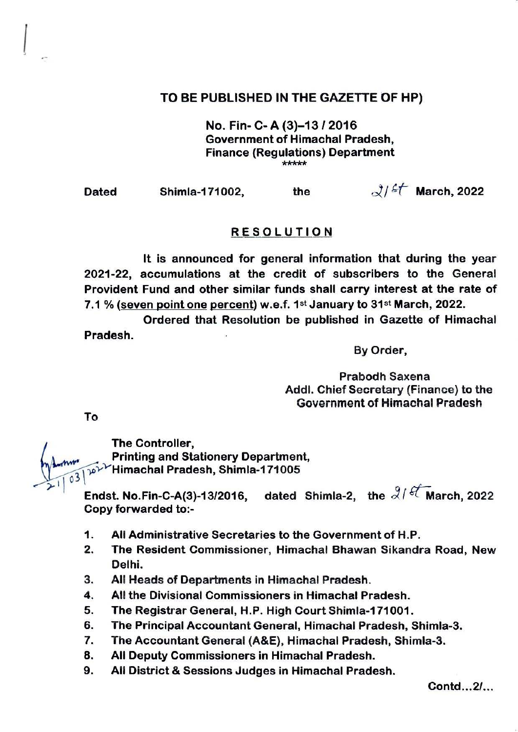**TO BE PUBLISHED IN THE GAZETTE OF HP)**

**No. Fin- C- A (3)–13 / 2016**
**Government of Himachal Pradesh,**
**Finance (Regulations) Department**

\*\*\*\*\*

**Dated Shimla-171002, the 21st March, 2022**

## RESOLUTION

It is announced for general information that during the year 2021-22, accumulations at the credit of subscribers to the General Provident Fund and other similar funds shall carry interest at the rate of 7.1 % (seven point one percent) w.e.f. 1st January to 31st March, 2022.

Ordered that Resolution be published in Gazette of Himachal Pradesh.

By Order,

Prabodh Saxena
Addl. Chief Secretary (Finance) to the
Government of Himachal Pradesh

To

The Controller,
Printing and Stationery Department,
Himachal Pradesh, Shimla-171005

**Endst. No.Fin-C-A(3)-13/2016, dated Shimla-2, the 21st March, 2022**
**Copy forwarded to:-**

1. All Administrative Secretaries to the Government of H.P.
2. The Resident Commissioner, Himachal Bhawan Sikandra Road, New Delhi.
3. All Heads of Departments in Himachal Pradesh.
4. All the Divisional Commissioners in Himachal Pradesh.
5. The Registrar General, H.P. High Court Shimla-171001.
6. The Principal Accountant General, Himachal Pradesh, Shimla-3.
7. The Accountant General (A&E), Himachal Pradesh, Shimla-3.
8. All Deputy Commissioners in Himachal Pradesh.
9. All District & Sessions Judges in Himachal Pradesh.

Contd...2/...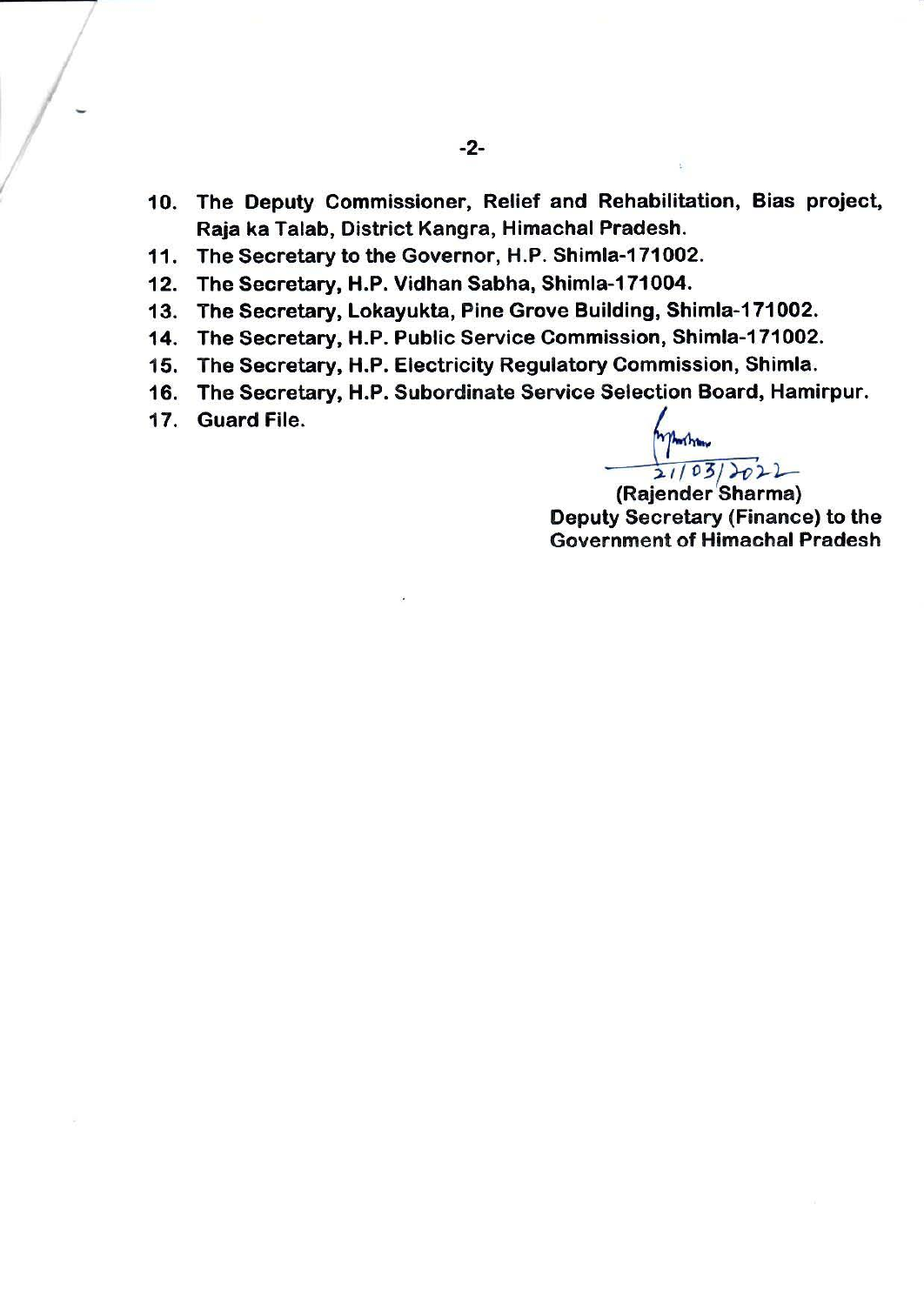10. The Deputy Commissioner, Relief and Rehabilitation, Bias project, Raja ka Talab, District Kangra, Himachal Pradesh.
11. The Secretary to the Governor, H.P. Shimla-171002.
12. The Secretary, H.P. Vidhan Sabha, Shimla-171004.
13. The Secretary, Lokayukta, Pine Grove Building, Shimla-171002.
14. The Secretary, H.P. Public Service Commission, Shimla-171002.
15. The Secretary, H.P. Electricity Regulatory Commission, Shimla.
16. The Secretary, H.P. Subordinate Service Selection Board, Hamirpur.
17. Guard File.

21/03/2022
(Rajender Sharma)
Deputy Secretary (Finance) to the
Government of Himachal Pradesh